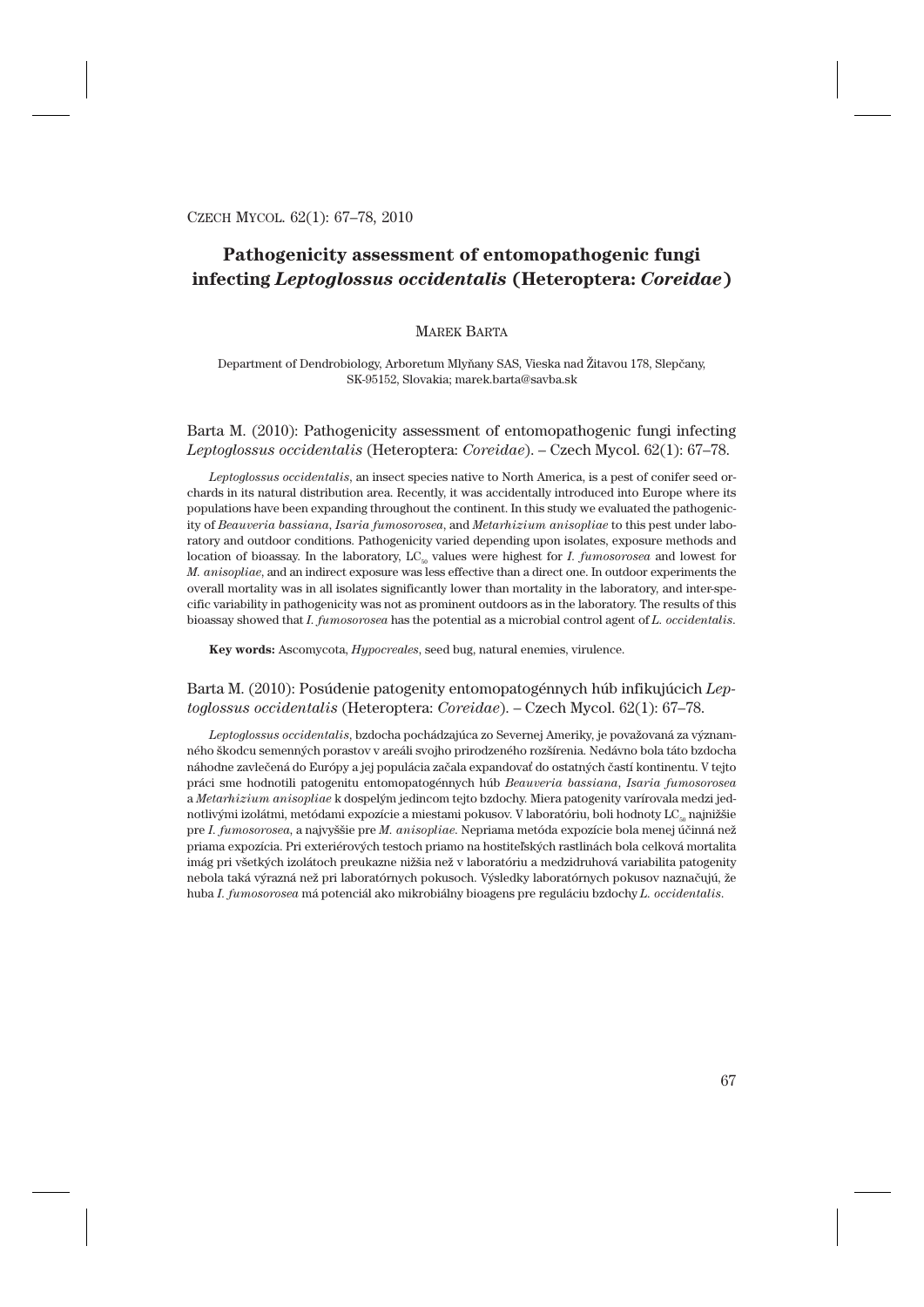# Pathogenicity assessment of entomopathogenic fungi infecting *Leptoglossus occidentalis* (Heteroptera: *Coreidae*)

MAREK BARTA

Department of Dendrobiology, Arboretum Mlyňany SAS, Vieska nad Žitavou 178, Slepčany, SK-95152, Slovakia; marek.barta@savba.sk

Barta M. (2010): Pathogenicity assessment of entomopathogenic fungi infecting *Leptoglossus occidentalis* (Heteroptera: *Coreidae*). – Czech Mycol. 62(1): 67–78.

*Leptoglossus occidentalis*, an insect species native to North America, is a pest of conifer seed orchards in its natural distribution area. Recently, it was accidentally introduced into Europe where its populations have been expanding throughout the continent. In this study we evaluated the pathogenicity of *Beauveria bassiana*, *Isaria fumosorosea*, and *Metarhizium anisopliae* to this pest under laboratory and outdoor conditions. Pathogenicity varied depending upon isolates, exposure methods and location of bioassay. In the laboratory, $LC_{50}$ values were highest for *I. fumosorosea* and lowest for *M. anisopliae*, and an indirect exposure was less effective than a direct one. In outdoor experiments the overall mortality was in all isolates significantly lower than mortality in the laboratory, and inter-specific variability in pathogenicity was not as prominent outdoors as in the laboratory. The results of this bioassay showed that *I. fumosorosea* has the potential as a microbial control agent of *L. occidentalis*.

**Key words:** Ascomycota, *Hypocreales*, seed bug, natural enemies, virulence.

Barta M. (2010): Posúdenie patogenity entomopatogénnych húb infikujúcich *Leptoglossus occidentalis* (Heteroptera: *Coreidae*). – Czech Mycol. 62(1): 67–78.

*Leptoglossus occidentalis*, bzdocha pochádzajúca zo Severnej Ameriky, je považovaná za významného škodcu semenných porastov v areáli svojho prirodzeného rozšírenia. Nedávno bola táto bzdocha náhodne zavlečená do Európy a jej populácia začala expandovať do ostatných častí kontinentu. V tejto práci sme hodnotili patogenitu entomopatogénnych húb *Beauveria bassiana*, *Isaria fumosorosea* a *Metarhizium anisopliae* k dospelým jedincom tejto bzdochy. Miera patogenity varírovala medzi jednotlivými izolátmi, metódami expozície a miestami pokusov. V laboratóriu, boli hodnoty $LC_{50}$ najnižšie pre *I. fumosorosea*, a najvyššie pre *M. anisopliae*. Nepriama metóda expozície bola menej účinná než priama expozícia. Pri exteriérových testoch priamo na hostiteľských rastlinách bola celková mortalita imág pri všetkých izolátoch preukazne nižšia než v laboratóriu a medzidruhová variabilita patogenity nebola taká výrazná než pri laboratórnych pokusoch. Výsledky laboratórnych pokusov naznačujú, že huba *I. fumosorosea* má potenciál ako mikrobiálny bioagens pre reguláciu bzdochy *L. occidentalis*.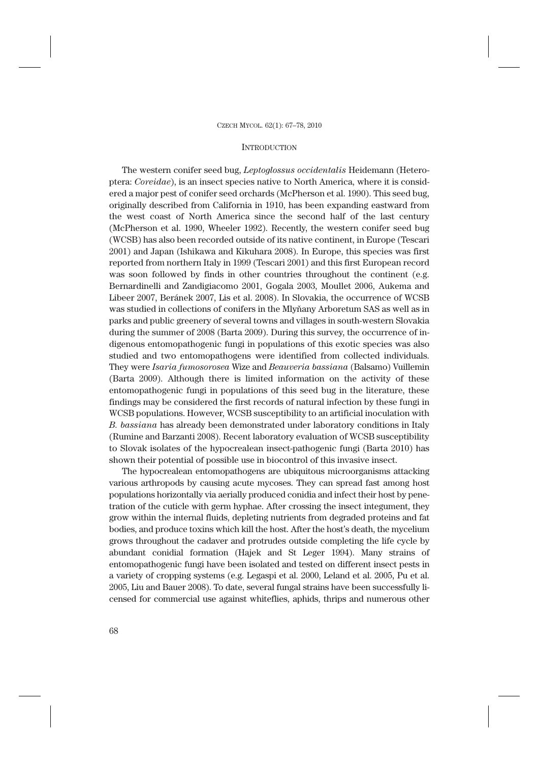## Introduction

The western conifer seed bug, *Leptoglossus occidentalis* Heidemann (Heteroptera: *Coreidae*), is an insect species native to North America, where it is considered a major pest of conifer seed orchards (McPherson et al. 1990). This seed bug, originally described from California in 1910, has been expanding eastward from the west coast of North America since the second half of the last century (McPherson et al. 1990, Wheeler 1992). Recently, the western conifer seed bug (WCSB) has also been recorded outside of its native continent, in Europe (Tescari 2001) and Japan (Ishikawa and Kikuhara 2008). In Europe, this species was first reported from northern Italy in 1999 (Tescari 2001) and this first European record was soon followed by finds in other countries throughout the continent (e.g. Bernardinelli and Zandigiacomo 2001, Gogala 2003, Moullet 2006, Aukema and Libeer 2007, Beránek 2007, Lis et al. 2008). In Slovakia, the occurrence of WCSB was studied in collections of conifers in the Mlyňany Arboretum SAS as well as in parks and public greenery of several towns and villages in south-western Slovakia during the summer of 2008 (Barta 2009). During this survey, the occurrence of indigenous entomopathogenic fungi in populations of this exotic species was also studied and two entomopathogens were identified from collected individuals. They were *Isaria fumosorosea* Wize and *Beauveria bassiana* (Balsamo) Vuillemin (Barta 2009). Although there is limited information on the activity of these entomopathogenic fungi in populations of this seed bug in the literature, these findings may be considered the first records of natural infection by these fungi in WCSB populations. However, WCSB susceptibility to an artificial inoculation with *B. bassiana* has already been demonstrated under laboratory conditions in Italy (Rumine and Barzanti 2008). Recent laboratory evaluation of WCSB susceptibility to Slovak isolates of the hypocrealean insect-pathogenic fungi (Barta 2010) has shown their potential of possible use in biocontrol of this invasive insect.

The hypocrealean entomopathogens are ubiquitous microorganisms attacking various arthropods by causing acute mycoses. They can spread fast among host populations horizontally via aerially produced conidia and infect their host by penetration of the cuticle with germ hyphae. After crossing the insect integument, they grow within the internal fluids, depleting nutrients from degraded proteins and fat bodies, and produce toxins which kill the host. After the host's death, the mycelium grows throughout the cadaver and protrudes outside completing the life cycle by abundant conidial formation (Hajek and St Leger 1994). Many strains of entomopathogenic fungi have been isolated and tested on different insect pests in a variety of cropping systems (e.g. Legaspi et al. 2000, Leland et al. 2005, Pu et al. 2005, Liu and Bauer 2008). To date, several fungal strains have been successfully licensed for commercial use against whiteflies, aphids, thrips and numerous other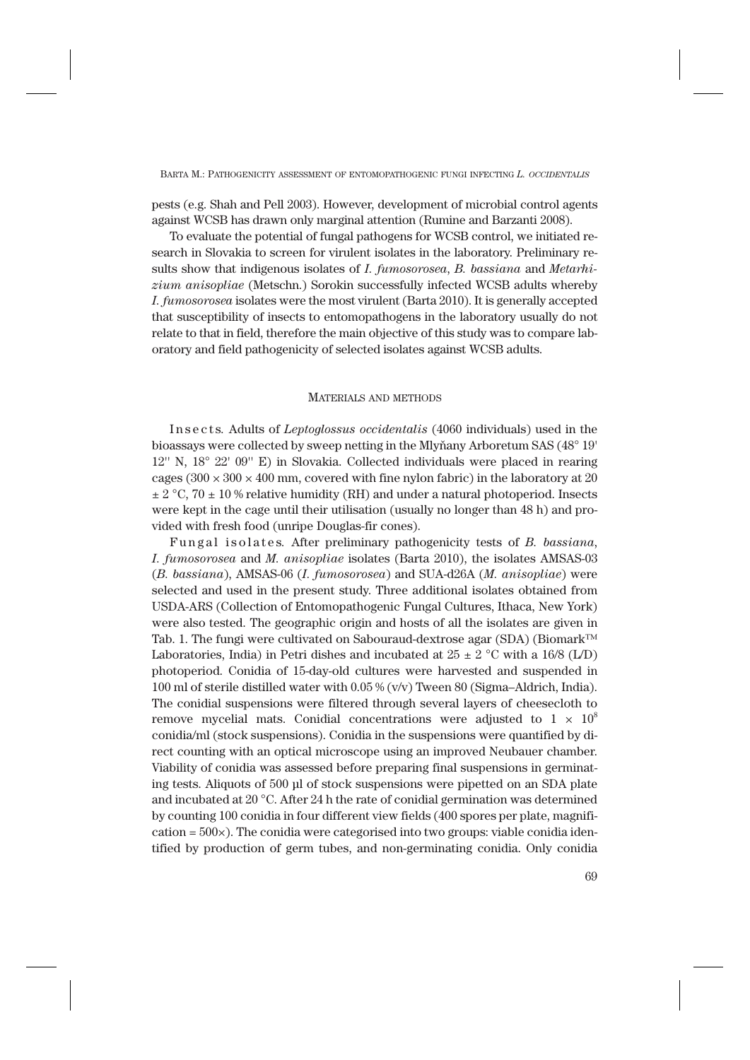pests (e.g. Shah and Pell 2003). However, development of microbial control agents against WCSB has drawn only marginal attention (Rumine and Barzanti 2008).

To evaluate the potential of fungal pathogens for WCSB control, we initiated research in Slovakia to screen for virulent isolates in the laboratory. Preliminary results show that indigenous isolates of *I. fumosorosea*, *B. bassiana* and *Metarhizium anisopliae* (Metschn.) Sorokin successfully infected WCSB adults whereby *I. fumosorosea* isolates were the most virulent (Barta 2010). It is generally accepted that susceptibility of insects to entomopathogens in the laboratory usually do not relate to that in field, therefore the main objective of this study was to compare laboratory and field pathogenicity of selected isolates against WCSB adults.

## MATERIALS AND METHODS

Insects. Adults of *Leptoglossus occidentalis* (4060 individuals) used in the bioassays were collected by sweep netting in the Mlyňany Arboretum SAS (48° 19' 12'' N, 18° 22' 09'' E) in Slovakia. Collected individuals were placed in rearing cages ($300 \times 300 \times 400$ mm, covered with fine nylon fabric) in the laboratory at 20 ± 2 °C, 70 ± 10 % relative humidity (RH) and under a natural photoperiod. Insects were kept in the cage until their utilisation (usually no longer than 48 h) and provided with fresh food (unripe Douglas-fir cones).

Fungal isolates. After preliminary pathogenicity tests of *B. bassiana*, *I. fumosorosea* and *M. anisopliae* isolates (Barta 2010), the isolates AMSAS-03 (*B. bassiana*), AMSAS-06 (*I. fumosorosea*) and SUA-d26A (*M. anisopliae*) were selected and used in the present study. Three additional isolates obtained from USDA-ARS (Collection of Entomopathogenic Fungal Cultures, Ithaca, New York) were also tested. The geographic origin and hosts of all the isolates are given in Tab. 1. The fungi were cultivated on Sabouraud-dextrose agar (SDA) (Biomark™ Laboratories, India) in Petri dishes and incubated at 25 ± 2 °C with a 16/8 (L/D) photoperiod. Conidia of 15-day-old cultures were harvested and suspended in 100 ml of sterile distilled water with 0.05 % (v/v) Tween 80 (Sigma–Aldrich, India). The conidial suspensions were filtered through several layers of cheesecloth to remove mycelial mats. Conidial concentrations were adjusted to $1 \times 10^8$ conidia/ml (stock suspensions). Conidia in the suspensions were quantified by direct counting with an optical microscope using an improved Neubauer chamber. Viability of conidia was assessed before preparing final suspensions in germinating tests. Aliquots of 500 µl of stock suspensions were pipetted on an SDA plate and incubated at 20 °C. After 24 h the rate of conidial germination was determined by counting 100 conidia in four different view fields (400 spores per plate, magnification = 500×). The conidia were categorised into two groups: viable conidia identified by production of germ tubes, and non-germinating conidia. Only conidia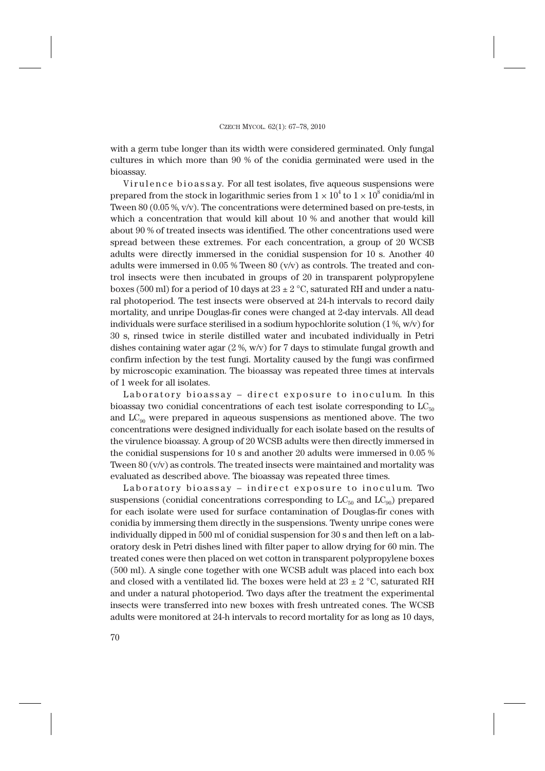with a germ tube longer than its width were considered germinated. Only fungal cultures in which more than 90 % of the conidia germinated were used in the bioassay.

Virulence bioassay. For all test isolates, five aqueous suspensions were prepared from the stock in logarithmic series from $1 \times 10^4$ to $1 \times 10^8$ conidia/ml in Tween 80 (0.05 %, v/v). The concentrations were determined based on pre-tests, in which a concentration that would kill about 10 % and another that would kill about 90 % of treated insects was identified. The other concentrations used were spread between these extremes. For each concentration, a group of 20 WCSB adults were directly immersed in the conidial suspension for 10 s. Another 40 adults were immersed in 0.05 % Tween 80 (v/v) as controls. The treated and control insects were then incubated in groups of 20 in transparent polypropylene boxes (500 ml) for a period of 10 days at $23 \pm 2$ °C, saturated RH and under a natural photoperiod. The test insects were observed at 24-h intervals to record daily mortality, and unripe Douglas-fir cones were changed at 2-day intervals. All dead individuals were surface sterilised in a sodium hypochlorite solution (1 %, w/v) for 30 s, rinsed twice in sterile distilled water and incubated individually in Petri dishes containing water agar (2 %, w/v) for 7 days to stimulate fungal growth and confirm infection by the test fungi. Mortality caused by the fungi was confirmed by microscopic examination. The bioassay was repeated three times at intervals of 1 week for all isolates.

Laboratory bioassay – direct exposure to inoculum. In this bioassay two conidial concentrations of each test isolate corresponding to $LC_{50}$ and $LC_{90}$ were prepared in aqueous suspensions as mentioned above. The two concentrations were designed individually for each isolate based on the results of the virulence bioassay. A group of 20 WCSB adults were then directly immersed in the conidial suspensions for 10 s and another 20 adults were immersed in 0.05 % Tween 80 (v/v) as controls. The treated insects were maintained and mortality was evaluated as described above. The bioassay was repeated three times.

Laboratory bioassay – indirect exposure to inoculum. Two suspensions (conidial concentrations corresponding to $LC_{50}$ and $LC_{90}$) prepared for each isolate were used for surface contamination of Douglas-fir cones with conidia by immersing them directly in the suspensions. Twenty unripe cones were individually dipped in 500 ml of conidial suspension for 30 s and then left on a laboratory desk in Petri dishes lined with filter paper to allow drying for 60 min. The treated cones were then placed on wet cotton in transparent polypropylene boxes (500 ml). A single cone together with one WCSB adult was placed into each box and closed with a ventilated lid. The boxes were held at $23 \pm 2$ °C, saturated RH and under a natural photoperiod. Two days after the treatment the experimental insects were transferred into new boxes with fresh untreated cones. The WCSB adults were monitored at 24-h intervals to record mortality for as long as 10 days,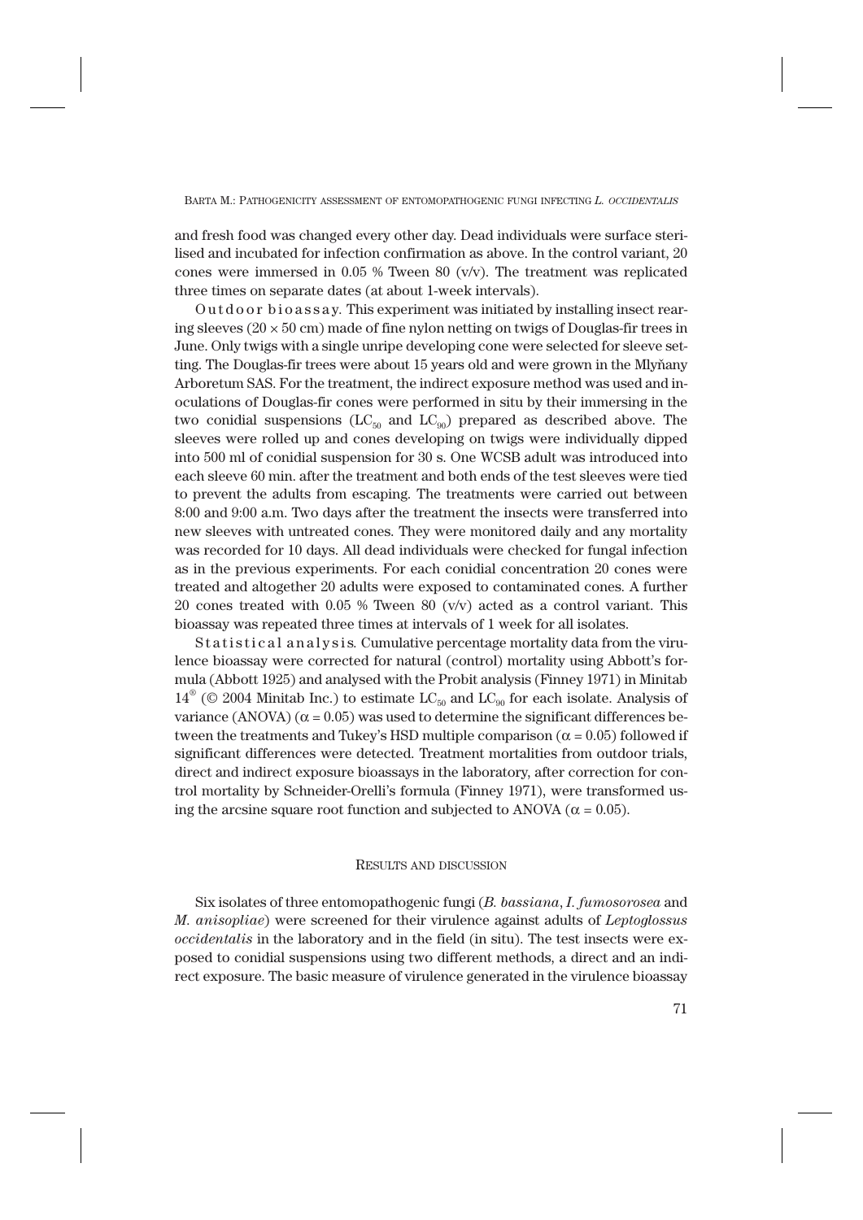and fresh food was changed every other day. Dead individuals were surface sterilised and incubated for infection confirmation as above. In the control variant, 20 cones were immersed in 0.05 % Tween 80 (v/v). The treatment was replicated three times on separate dates (at about 1-week intervals).

Outdoor bioassay. This experiment was initiated by installing insect rearing sleeves ($20 \times 50$ cm) made of fine nylon netting on twigs of Douglas-fir trees in June. Only twigs with a single unripe developing cone were selected for sleeve setting. The Douglas-fir trees were about 15 years old and were grown in the Mlyňany Arboretum SAS. For the treatment, the indirect exposure method was used and inoculations of Douglas-fir cones were performed in situ by their immersing in the two conidial suspensions ($LC_{50}$ and $LC_{90}$) prepared as described above. The sleeves were rolled up and cones developing on twigs were individually dipped into 500 ml of conidial suspension for 30 s. One WCSB adult was introduced into each sleeve 60 min. after the treatment and both ends of the test sleeves were tied to prevent the adults from escaping. The treatments were carried out between 8:00 and 9:00 a.m. Two days after the treatment the insects were transferred into new sleeves with untreated cones. They were monitored daily and any mortality was recorded for 10 days. All dead individuals were checked for fungal infection as in the previous experiments. For each conidial concentration 20 cones were treated and altogether 20 adults were exposed to contaminated cones. A further 20 cones treated with 0.05 % Tween 80 (v/v) acted as a control variant. This bioassay was repeated three times at intervals of 1 week for all isolates.

Statistical analysis. Cumulative percentage mortality data from the virulence bioassay were corrected for natural (control) mortality using Abbott's formula (Abbott 1925) and analysed with the Probit analysis (Finney 1971) in Minitab 14® (© 2004 Minitab Inc.) to estimate $LC_{50}$ and $LC_{90}$ for each isolate. Analysis of variance (ANOVA) ($\alpha = 0.05$) was used to determine the significant differences between the treatments and Tukey's HSD multiple comparison ($\alpha = 0.05$) followed if significant differences were detected. Treatment mortalities from outdoor trials, direct and indirect exposure bioassays in the laboratory, after correction for control mortality by Schneider-Orelli's formula (Finney 1971), were transformed using the arcsine square root function and subjected to ANOVA ($\alpha = 0.05$).

## RESULTS AND DISCUSSION

Six isolates of three entomopathogenic fungi (*B. bassiana*, *I. fumosorosea* and *M. anisopliae*) were screened for their virulence against adults of *Leptoglossus occidentalis* in the laboratory and in the field (in situ). The test insects were exposed to conidial suspensions using two different methods, a direct and an indirect exposure. The basic measure of virulence generated in the virulence bioassay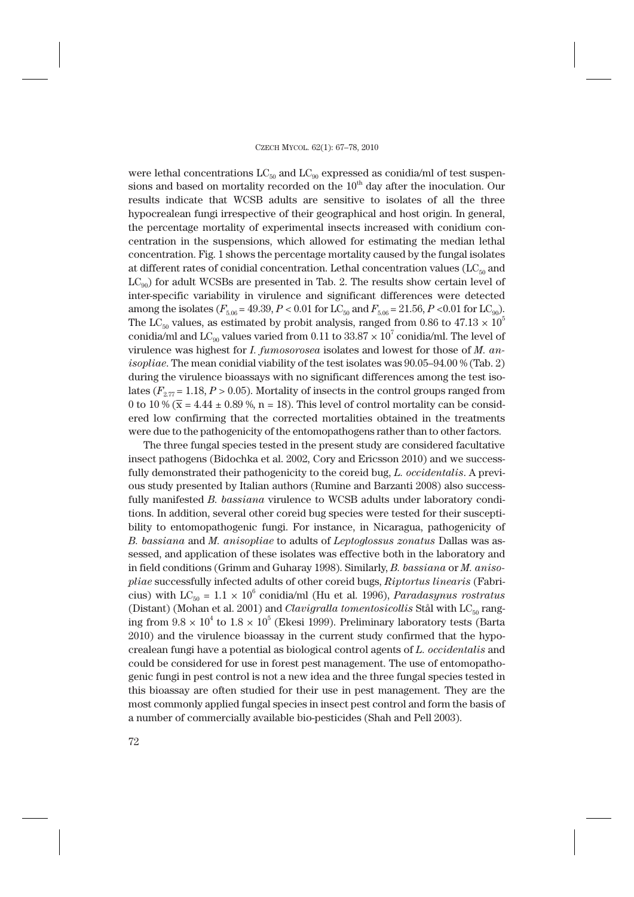were lethal concentrations $LC_{50}$ and $LC_{90}$ expressed as conidia/ml of test suspensions and based on mortality recorded on the $10^{th}$ day after the inoculation. Our results indicate that WCSB adults are sensitive to isolates of all the three hypocrealean fungi irrespective of their geographical and host origin. In general, the percentage mortality of experimental insects increased with conidium concentration in the suspensions, which allowed for estimating the median lethal concentration. Fig. 1 shows the percentage mortality caused by the fungal isolates at different rates of conidial concentration. Lethal concentration values ($LC_{50}$ and $LC_{90}$) for adult WCSBs are presented in Tab. 2. The results show certain level of inter-specific variability in virulence and significant differences were detected among the isolates ($F_{5.06} = 49.39$, $P < 0.01$ for $LC_{50}$ and $F_{5.06} = 21.56$, $P < 0.01$ for $LC_{90}$). The $LC_{50}$ values, as estimated by probit analysis, ranged from 0.86 to $47.13 \times 10^5$ conidia/ml and $LC_{90}$ values varied from 0.11 to $33.87 \times 10^7$ conidia/ml. The level of virulence was highest for *I. fumosorosea* isolates and lowest for those of *M. anisopliae*. The mean conidial viability of the test isolates was 90.05–94.00 % (Tab. 2) during the virulence bioassays with no significant differences among the test isolates ($F_{2.77} = 1.18$, $P > 0.05$). Mortality of insects in the control groups ranged from 0 to 10 % ($\overline{x} = 4.44 \pm 0.89$ %, n = 18). This level of control mortality can be considered low confirming that the corrected mortalities obtained in the treatments were due to the pathogenicity of the entomopathogens rather than to other factors.

The three fungal species tested in the present study are considered facultative insect pathogens (Bidochka et al. 2002, Cory and Ericsson 2010) and we successfully demonstrated their pathogenicity to the coreid bug, *L. occidentalis*. A previous study presented by Italian authors (Rumine and Barzanti 2008) also successfully manifested *B. bassiana* virulence to WCSB adults under laboratory conditions. In addition, several other coreid bug species were tested for their susceptibility to entomopathogenic fungi. For instance, in Nicaragua, pathogenicity of *B. bassiana* and *M. anisopliae* to adults of *Leptoglossus zonatus* Dallas was assessed, and application of these isolates was effective both in the laboratory and in field conditions (Grimm and Guharay 1998). Similarly, *B. bassiana* or *M. anisopliae* successfully infected adults of other coreid bugs, *Riptortus linearis* (Fabricius) with $LC_{50} = 1.1 \times 10^6$ conidia/ml (Hu et al. 1996), *Paradasynus rostratus* (Distant) (Mohan et al. 2001) and *Clavigralla tomentosicollis* Stål with $LC_{50}$ ranging from $9.8 \times 10^4$ to $1.8 \times 10^5$ (Ekesi 1999). Preliminary laboratory tests (Barta 2010) and the virulence bioassay in the current study confirmed that the hypocrealean fungi have a potential as biological control agents of *L. occidentalis* and could be considered for use in forest pest management. The use of entomopathogenic fungi in pest control is not a new idea and the three fungal species tested in this bioassay are often studied for their use in pest management. They are the most commonly applied fungal species in insect pest control and form the basis of a number of commercially available bio-pesticides (Shah and Pell 2003).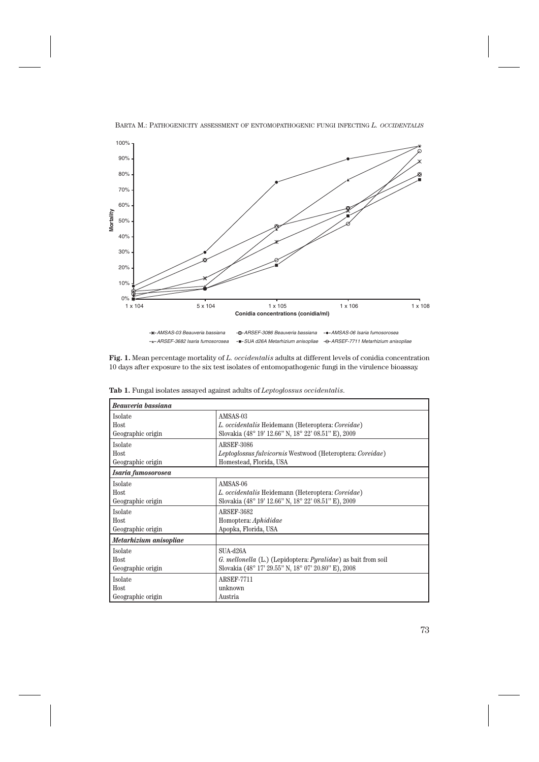**Fig. 1.** Mean percentage mortality of *L. occidentalis* adults at different levels of conidia concentration 10 days after exposure to the six test isolates of entomopathogenic fungi in the virulence bioassay.

**Tab 1.** Fungal isolates assayed against adults of *Leptoglossus occidentalis*.

| ***Beauveria bassiana*** | |
|---|---|
| Isolate | AMSAS-03 |
| Host | *L. occidentalis* Heidemann (Heteroptera: *Coreidae*) |
| Geographic origin | Slovakia (48° 19' 12.66" N, 18° 22' 08.51" E), 2009 |
| Isolate | ARSEF-3086 |
| Host | *Leptoglossus fulvicornis* Westwood (Heteroptera: *Coreidae*) |
| Geographic origin | Homestead, Florida, USA |
| ***Isaria fumosorosea*** | |
| Isolate | AMSAS-06 |
| Host | *L. occidentalis* Heidemann (Heteroptera: *Coreidae*) |
| Geographic origin | Slovakia (48° 19' 12.66" N, 18° 22' 08.51" E), 2009 |
| Isolate | ARSEF-3682 |
| Host | Homoptera: *Aphididae* |
| Geographic origin | Apopka, Florida, USA |
| ***Metarhizium anisopliae*** | |
| Isolate | SUA-d26A |
| Host | *G. mellonella* (L.) (Lepidoptera: *Pyralidae*) as bait from soil |
| Geographic origin | Slovakia (48° 17' 29.55" N, 18° 07' 20.80" E), 2008 |
| Isolate | ARSEF-7711 |
| Host | unknown |
| Geographic origin | Austria |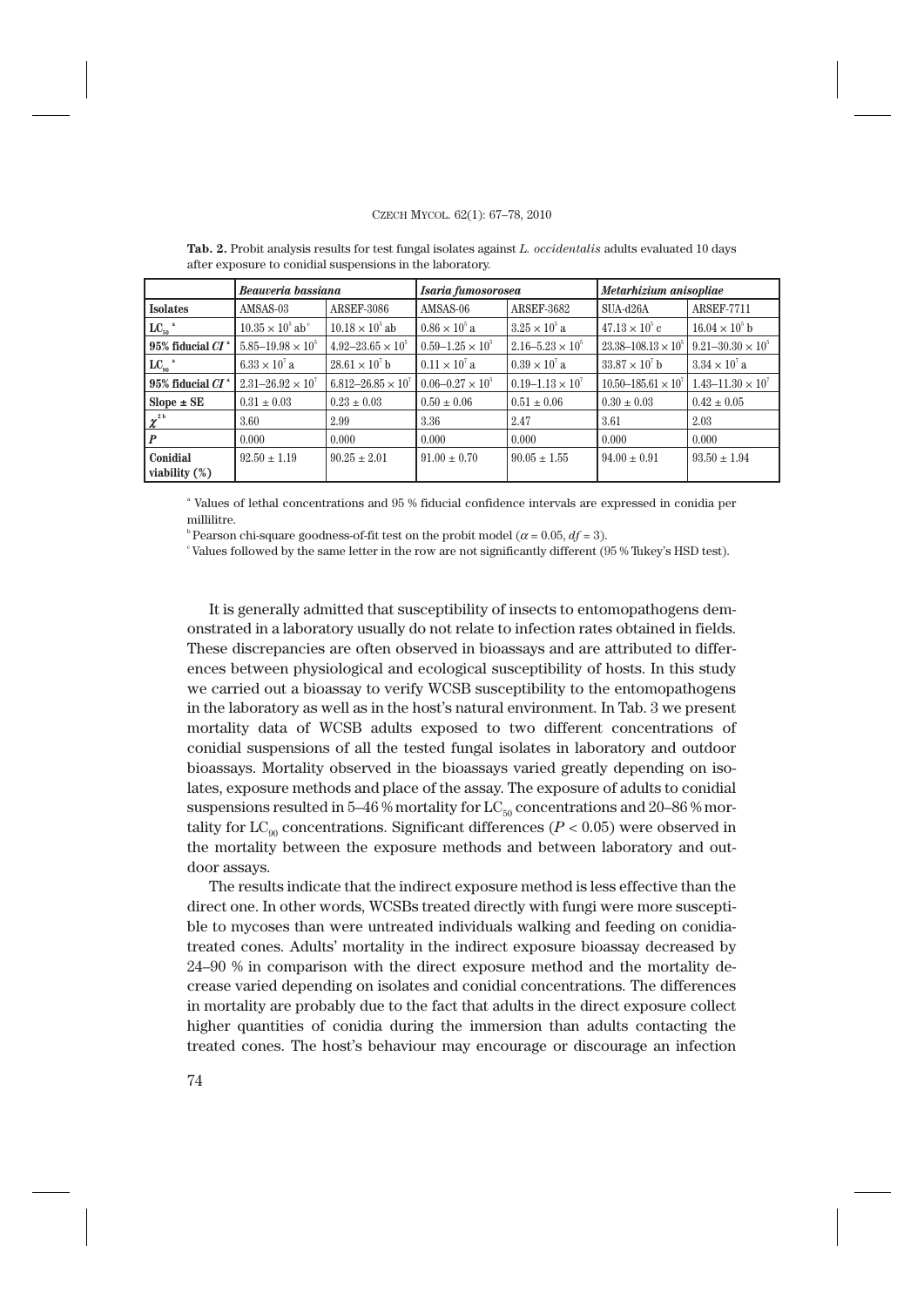**Tab. 2.** Probit analysis results for test fungal isolates against *L. occidentalis* adults evaluated 10 days after exposure to conidial suspensions in the laboratory.

| | *Beauveria bassiana* | | *Isaria fumosorosea* | | *Metarhizium anisopliae* | |
|---|---|---|---|---|---|---|
| **Isolates** | AMSAS-03 | ARSEF-3086 | AMSAS-06 | ARSEF-3682 | SUA-d26A | ARSEF-7711 |
| **$LC_{50}$** [a] | $10.35 \times 10^5$ ab [c] | $10.18 \times 10^5$ ab | $0.86 \times 10^5$ a | $3.25 \times 10^5$ a | $47.13 \times 10^5$ c | $16.04 \times 10^5$ b |
| **95% fiducial *CI*** [a] | $5.85–19.98 \times 10^5$ | $4.92–23.65 \times 10^5$ | $0.59–1.25 \times 10^5$ | $2.16–5.23 \times 10^5$ | $23.38–108.13 \times 10^5$ | $9.21–30.30 \times 10^5$ |
| **$LC_{90}$** [a] | $6.33 \times 10^7$ a | $28.61 \times 10^7$ b | $0.11 \times 10^7$ a | $0.39 \times 10^7$ a | $33.87 \times 10^7$ b | $3.34 \times 10^7$ a |
| **95% fiducial *CI*** [a] | $2.31–26.92 \times 10^7$ | $6.812–26.85 \times 10^7$ | $0.06–0.27 \times 10^5$ | $0.19–1.13 \times 10^7$ | $10.50–185.61 \times 10^7$ | $1.43–11.30 \times 10^7$ |
| **Slope ± SE** | $0.31 \pm 0.03$ | $0.23 \pm 0.03$ | $0.50 \pm 0.06$ | $0.51 \pm 0.06$ | $0.30 \pm 0.03$ | $0.42 \pm 0.05$ |
| **$\chi^2$** [b] | 3.60 | 2.99 | 3.36 | 2.47 | 3.61 | 2.03 |
| ***P*** | 0.000 | 0.000 | 0.000 | 0.000 | 0.000 | 0.000 |
| **Conidial viability (%)** | $92.50 \pm 1.19$ | $90.25 \pm 2.01$ | $91.00 \pm 0.70$ | $90.05 \pm 1.55$ | $94.00 \pm 0.91$ | $93.50 \pm 1.94$ |

[a] Values of lethal concentrations and 95 % fiducial confidence intervals are expressed in conidia per millilitre.

[b] Pearson chi-square goodness-of-fit test on the probit model ($\alpha = 0.05$, $df = 3$).

[c] Values followed by the same letter in the row are not significantly different (95 % Tukey's HSD test).

It is generally admitted that susceptibility of insects to entomopathogens demonstrated in a laboratory usually do not relate to infection rates obtained in fields. These discrepancies are often observed in bioassays and are attributed to differences between physiological and ecological susceptibility of hosts. In this study we carried out a bioassay to verify WCSB susceptibility to the entomopathogens in the laboratory as well as in the host's natural environment. In Tab. 3 we present mortality data of WCSB adults exposed to two different concentrations of conidial suspensions of all the tested fungal isolates in laboratory and outdoor bioassays. Mortality observed in the bioassays varied greatly depending on isolates, exposure methods and place of the assay. The exposure of adults to conidial suspensions resulted in 5–46 % mortality for $LC_{50}$ concentrations and 20–86 % mortality for $LC_{90}$ concentrations. Significant differences ($P < 0.05$) were observed in the mortality between the exposure methods and between laboratory and outdoor assays.

The results indicate that the indirect exposure method is less effective than the direct one. In other words, WCSBs treated directly with fungi were more susceptible to mycoses than were untreated individuals walking and feeding on conidia-treated cones. Adults' mortality in the indirect exposure bioassay decreased by 24–90 % in comparison with the direct exposure method and the mortality decrease varied depending on isolates and conidial concentrations. The differences in mortality are probably due to the fact that adults in the direct exposure collect higher quantities of conidia during the immersion than adults contacting the treated cones. The host's behaviour may encourage or discourage an infection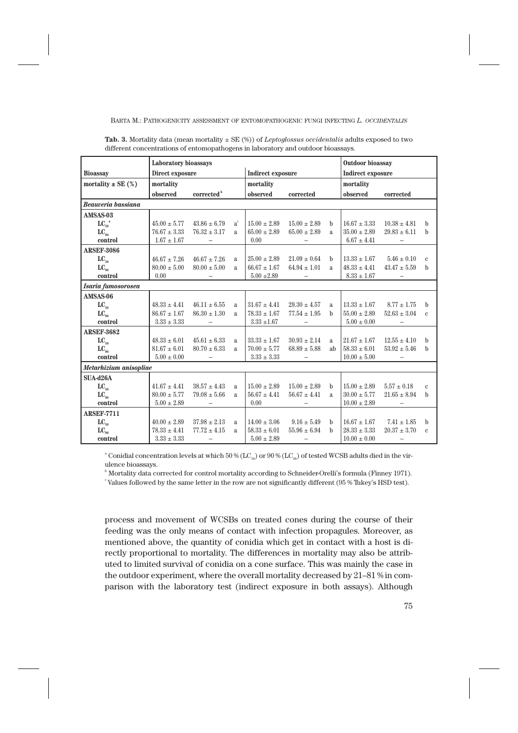**Tab. 3.** Mortality data (mean mortality ± SE (%)) of *Leptoglossus occidentalis* adults exposed to two different concentrations of entomopathogens in laboratory and outdoor bioassays.

| | Laboratory bioassays | | | | | | Outdoor bioassay | | |
|---|---|---|---|---|---|---|---|---|---|
| **Bioassay** | **Direct exposure** | | | **Indirect exposure** | | | **Indirect exposure** | | |
| **mortality ± SE (%)** | **mortality** | | | **mortality** | | | **mortality** | | |
| | **observed** | **corrected**[b] | | **observed** | **corrected** | | **observed** | **corrected** | |
| ***Beauveria bassiana*** | | | | | | | | | |
| **AMSAS-03** | | | | | | | | | |
| $LC_{50}$[a] | 45.00 ± 5.77 | 43.86 ± 6.79 | a[c] | 15.00 ± 2.89 | 15.00 ± 2.89 | b | 16.67 ± 3.33 | 10.38 ± 4.81 | b |
| $LC_{90}$ | 76.67 ± 3.33 | 76.32 ± 3.17 | a | 65.00 ± 2.89 | 65.00 ± 2.89 | a | 35.00 ± 2.89 | 29.83 ± 6.11 | b |
| control | 1.67 ± 1.67 | – | | 0.00 | – | | 6.67 ± 4.41 | – | |
| **ARSEF-3086** | | | | | | | | | |
| $LC_{50}$ | 46.67 ± 7.26 | 46.67 ± 7.26 | a | 25.00 ± 2.89 | 21.09 ± 0.64 | b | 13.33 ± 1.67 | 5.46 ± 0.10 | c |
| $LC_{90}$ | 80.00 ± 5.00 | 80.00 ± 5.00 | a | 66.67 ± 1.67 | 64.94 ± 1.01 | a | 48.33 ± 4.41 | 43.47 ± 5.59 | b |
| control | 0.00 | – | | 5.00 ±2.89 | – | | 8.33 ± 1.67 | – | |
| ***Isaria fumosorosea*** | | | | | | | | | |
| **AMSAS-06** | | | | | | | | | |
| $LC_{50}$ | 48.33 ± 4.41 | 46.11 ± 6.55 | a | 31.67 ± 4.41 | 29.30 ± 4.57 | a | 13.33 ± 1.67 | 8.77 ± 1.75 | b |
| $LC_{90}$ | 86.67 ± 1.67 | 86.30 ± 1.30 | a | 78.33 ± 1.67 | 77.54 ± 1.95 | b | 55.00 ± 2.89 | 52.63 ± 3.04 | c |
| control | 3.33 ± 3.33 | – | | 3.33 ±1.67 | – | | 5.00 ± 0.00 | – | |
| **ARSEF-3682** | | | | | | | | | |
| $LC_{50}$ | 48.33 ± 6.01 | 45.61 ± 6.33 | a | 33.33 ± 1.67 | 30.93 ± 2.14 | a | 21.67 ± 1.67 | 12.55 ± 4.10 | b |
| $LC_{90}$ | 81.67 ± 6.01 | 80.70 ± 6.33 | a | 70.00 ± 5.77 | 68.89 ± 5.88 | ab | 58.33 ± 6.01 | 53.92 ± 5.46 | b |
| control | 5.00 ± 0.00 | – | | 3.33 ± 3.33 | – | | 10.00 ± 5.00 | – | |
| ***Metarhizium anisopliae*** | | | | | | | | | |
| **SUA-d26A** | | | | | | | | | |
| $LC_{50}$ | 41.67 ± 4.41 | 38.57 ± 4.43 | a | 15.00 ± 2.89 | 15.00 ± 2.89 | b | 15.00 ± 2.89 | 5.57 ± 0.18 | c |
| $LC_{90}$ | 80.00 ± 5.77 | 79.08 ± 5.66 | a | 56.67 ± 4.41 | 56.67 ± 4.41 | a | 30.00 ± 5.77 | 21.65 ± 8.94 | b |
| control | 5.00 ± 2.89 | – | | 0.00 | – | | 10.00 ± 2.89 | – | |
| **ARSEF-7711** | | | | | | | | | |
| $LC_{50}$ | 40.00 ± 2.89 | 37.98 ± 2.13 | a | 14.00 ± 3.06 | 9.16 ± 5.49 | b | 16.67 ± 1.67 | 7.41 ± 1.85 | b |
| $LC_{90}$ | 78.33 ± 4.41 | 77.72 ± 4.15 | a | 58.33 ± 6.01 | 55.96 ± 6.94 | b | 28.33 ± 3.33 | 20.37 ± 3.70 | c |
| control | 3.33 ± 3.33 | – | | 5.00 ± 2.89 | – | | 10.00 ± 0.00 | – | |

[a] Conidial concentration levels at which 50 % ($LC_{50}$) or 90 % ($LC_{90}$) of tested WCSB adults died in the virulence bioassays.

[b] Mortality data corrected for control mortality according to Schneider-Orelli's formula (Finney 1971).

[c] Values followed by the same letter in the row are not significantly different (95 % Tukey's HSD test).

process and movement of WCSBs on treated cones during the course of their feeding was the only means of contact with infection propagules. Moreover, as mentioned above, the quantity of conidia which get in contact with a host is directly proportional to mortality. The differences in mortality may also be attributed to limited survival of conidia on a cone surface. This was mainly the case in the outdoor experiment, where the overall mortality decreased by 21–81 % in comparison with the laboratory test (indirect exposure in both assays). Although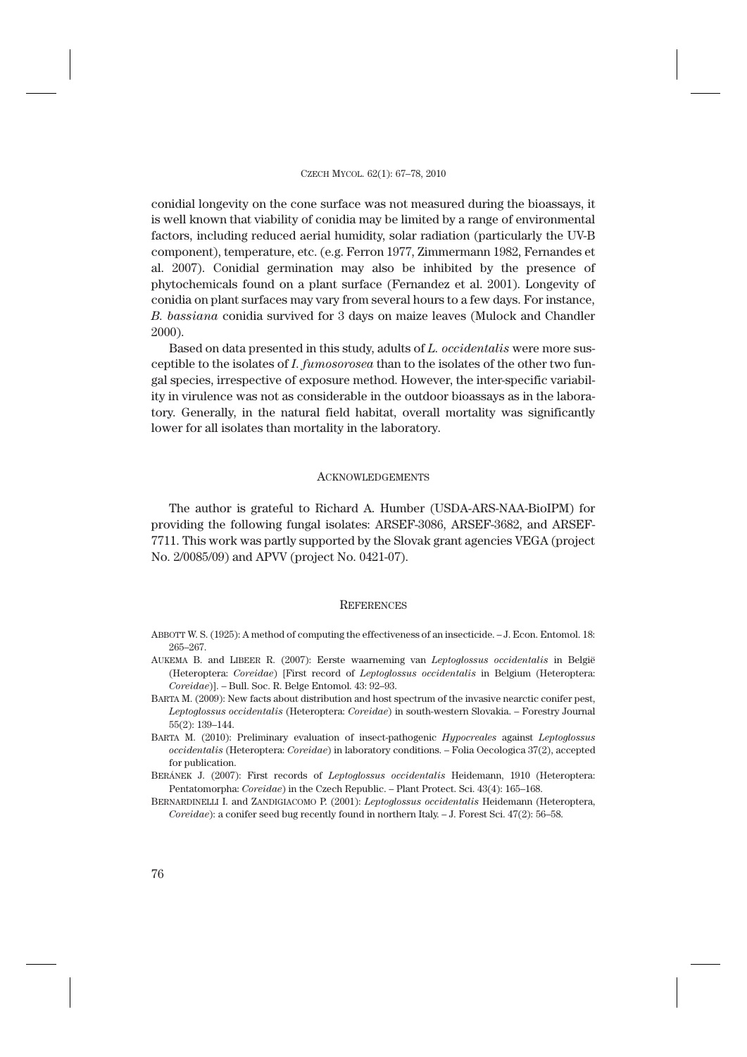conidial longevity on the cone surface was not measured during the bioassays, it is well known that viability of conidia may be limited by a range of environmental factors, including reduced aerial humidity, solar radiation (particularly the UV-B component), temperature, etc. (e.g. Ferron 1977, Zimmermann 1982, Fernandes et al. 2007). Conidial germination may also be inhibited by the presence of phytochemicals found on a plant surface (Fernandez et al. 2001). Longevity of conidia on plant surfaces may vary from several hours to a few days. For instance, *B. bassiana* conidia survived for 3 days on maize leaves (Mulock and Chandler 2000).

Based on data presented in this study, adults of *L. occidentalis* were more susceptible to the isolates of *I. fumosorosea* than to the isolates of the other two fungal species, irrespective of exposure method. However, the inter-specific variability in virulence was not as considerable in the outdoor bioassays as in the laboratory. Generally, in the natural field habitat, overall mortality was significantly lower for all isolates than mortality in the laboratory.

## ACKNOWLEDGEMENTS

The author is grateful to Richard A. Humber (USDA-ARS-NAA-BioIPM) for providing the following fungal isolates: ARSEF-3086, ARSEF-3682, and ARSEF-7711. This work was partly supported by the Slovak grant agencies VEGA (project No. 2/0085/09) and APVV (project No. 0421-07).

## REFERENCES

ABBOTT W. S. (1925): A method of computing the effectiveness of an insecticide. – J. Econ. Entomol. 18: 265–267.

AUKEMA B. and LIBEER R. (2007): Eerste waarneming van *Leptoglossus occidentalis* in België (Heteroptera: *Coreidae*) [First record of *Leptoglossus occidentalis* in Belgium (Heteroptera: *Coreidae*)]. – Bull. Soc. R. Belge Entomol. 43: 92–93.

BARTA M. (2009): New facts about distribution and host spectrum of the invasive nearctic conifer pest, *Leptoglossus occidentalis* (Heteroptera: *Coreidae*) in south-western Slovakia. – Forestry Journal 55(2): 139–144.

BARTA M. (2010): Preliminary evaluation of insect-pathogenic *Hypocreales* against *Leptoglossus occidentalis* (Heteroptera: *Coreidae*) in laboratory conditions. – Folia Oecologica 37(2), accepted for publication.

BERÁNEK J. (2007): First records of *Leptoglossus occidentalis* Heidemann, 1910 (Heteroptera: Pentatomorpha: *Coreidae*) in the Czech Republic. – Plant Protect. Sci. 43(4): 165–168.

BERNARDINELLI I. and ZANDIGIACOMO P. (2001): *Leptoglossus occidentalis* Heidemann (Heteroptera, *Coreidae*): a conifer seed bug recently found in northern Italy. – J. Forest Sci. 47(2): 56–58.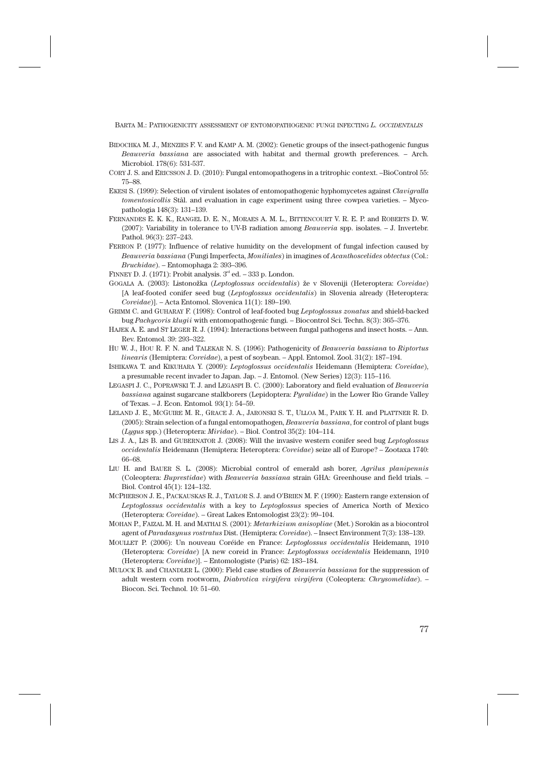BIDOCHKA M. J., MENZIES F. V. and KAMP A. M. (2002): Genetic groups of the insect-pathogenic fungus *Beauveria bassiana* are associated with habitat and thermal growth preferences. – Arch. Microbiol. 178(6): 531-537.

CORY J. S. and ERICSSON J. D. (2010): Fungal entomopathogens in a tritrophic context. –BioControl 55: 75–88.

EKESI S. (1999): Selection of virulent isolates of entomopathogenic hyphomycetes against *Clavigralla tomentosicollis* Stål. and evaluation in cage experiment using three cowpea varieties. – Mycopathologia 148(3): 131–139.

FERNANDES E. K. K., RANGEL D. E. N., MORAES A. M. L., BITTENCOURT V. R. E. P. and ROBERTS D. W. (2007): Variability in tolerance to UV-B radiation among *Beauveria* spp. isolates. – J. Invertebr. Pathol. 96(3): 237–243.

FERRON P. (1977): Influence of relative humidity on the development of fungal infection caused by *Beauveria bassiana* (Fungi Imperfecta, *Moniliales*) in imagines of *Acanthoscelides obtectus* (Col.: *Bruchidae*). – Entomophaga 2: 393–396.

FINNEY D. J. (1971): Probit analysis. 3rd ed. – 333 p. London.

GOGALA A. (2003): Listonožka (*Leptoglossus occidentalis*) že v Sloveniji (Heteroptera: *Coreidae*) [A leaf-footed conifer seed bug (*Leptoglossus occidentalis*) in Slovenia already (Heteroptera: *Coreidae*)]. – Acta Entomol. Slovenica 11(1): 189–190.

GRIMM C. and GUHARAY F. (1998): Control of leaf-footed bug *Leptoglossus zonatus* and shield-backed bug *Pachycoris klugii* with entomopathogenic fungi. – Biocontrol Sci. Techn. 8(3): 365–376.

HAJEK A. E. and ST LEGER R. J. (1994): Interactions between fungal pathogens and insect hosts. – Ann. Rev. Entomol. 39: 293–322.

HU W. J., HOU R. F. N. and TALEKAR N. S. (1996): Pathogenicity of *Beauveria bassiana* to *Riptortus linearis* (Hemiptera: *Coreidae*), a pest of soybean. – Appl. Entomol. Zool. 31(2): 187–194.

ISHIKAWA T. and KIKUHARA Y. (2009): *Leptoglossus occidentalis* Heidemann (Hemiptera: *Coreidae*), a presumable recent invader to Japan. Jap. – J. Entomol. (New Series) 12(3): 115–116.

LEGASPI J. C., POPRAWSKI T. J. and LEGASPI B. C. (2000): Laboratory and field evaluation of *Beauveria bassiana* against sugarcane stalkborers (Lepidoptera: *Pyralidae*) in the Lower Rio Grande Valley of Texas. – J. Econ. Entomol. 93(1): 54–59.

LELAND J. E., MCGUIRE M. R., GRACE J. A., JARONSKI S. T., ULLOA M., PARK Y. H. and PLATTNER R. D. (2005): Strain selection of a fungal entomopathogen, *Beauveria bassiana*, for control of plant bugs (*Lygus* spp.) (Heteroptera: *Miridae*). – Biol. Control 35(2): 104–114.

LIS J. A., LIS B. and GUBERNATOR J. (2008): Will the invasive western conifer seed bug *Leptoglossus occidentalis* Heidemann (Hemiptera: Heteroptera: *Coreidae*) seize all of Europe? – Zootaxa 1740: 66–68.

LIU H. and BAUER S. L. (2008): Microbial control of emerald ash borer, *Agrilus planipennis* (Coleoptera: *Buprestidae*) with *Beauveria bassiana* strain GHA: Greenhouse and field trials. – Biol. Control 45(1): 124–132.

MCPHERSON J. E., PACKAUSKAS R. J., TAYLOR S. J. and O'BRIEN M. F. (1990): Eastern range extension of *Leptoglossus occidentalis* with a key to *Leptoglossus* species of America North of Mexico (Heteroptera: *Coreidae*). – Great Lakes Entomologist 23(2): 99–104.

MOHAN P., FAIZAL M. H. and MATHAI S. (2001): *Metarhizium anisopliae* (Met.) Sorokin as a biocontrol agent of *Paradasynus rostratus* Dist. (Hemiptera: *Coreidae*). – Insect Environment 7(3): 138–139.

MOULLET P. (2006): Un nouveau Coréide en France: *Leptoglossus occidentalis* Heidemann, 1910 (Heteroptera: *Coreidae*) [A new coreid in France: *Leptoglossus occidentalis* Heidemann, 1910 (Heteroptera: *Coreidae*)]. – Entomologiste (Paris) 62: 183–184.

MULOCK B. and CHANDLER L. (2000): Field case studies of *Beauveria bassiana* for the suppression of adult western corn rootworm, *Diabrotica virgifera virgifera* (Coleoptera: *Chrysomelidae*). – Biocon. Sci. Technol. 10: 51–60.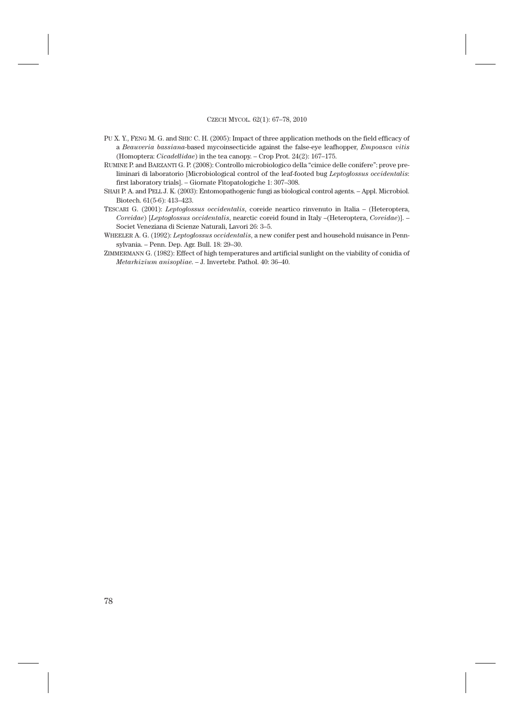PU X. Y., FENG M. G. and SHIC C. H. (2005): Impact of three application methods on the field efficacy of a *Beauveria bassiana*-based mycoinsecticide against the false-eye leafhopper, *Empoasca vitis* (Homoptera: *Cicadellidae*) in the tea canopy. – Crop Prot. 24(2): 167–175.

RUMINE P. and BARZANTI G. P. (2008): Controllo microbiologico della "cimice delle conifere": prove preliminari di laboratorio [Microbiological control of the leaf-footed bug *Leptoglossus occidentalis*: first laboratory trials]. – Giornate Fitopatologiche 1: 307–308.

SHAH P. A. and PELL J. K. (2003): Entomopathogenic fungi as biological control agents. – Appl. Microbiol. Biotech. 61(5-6): 413–423.

TESCARI G. (2001): *Leptoglossus occidentalis*, coreide neartico rinvenuto in Italia – (Heteroptera, *Coreidae*) [*Leptoglossus occidentalis*, nearctic coreid found in Italy –(Heteroptera, *Coreidae*)]. – Societ Veneziana di Scienze Naturali, Lavori 26: 3–5.

WHEELER A. G. (1992): *Leptoglossus occidentalis*, a new conifer pest and household nuisance in Pennsylvania. – Penn. Dep. Agr. Bull. 18: 29–30.

ZIMMERMANN G. (1982): Effect of high temperatures and artificial sunlight on the viability of conidia of *Metarhizium anisopliae*. – J. Invertebr. Pathol. 40: 36–40.